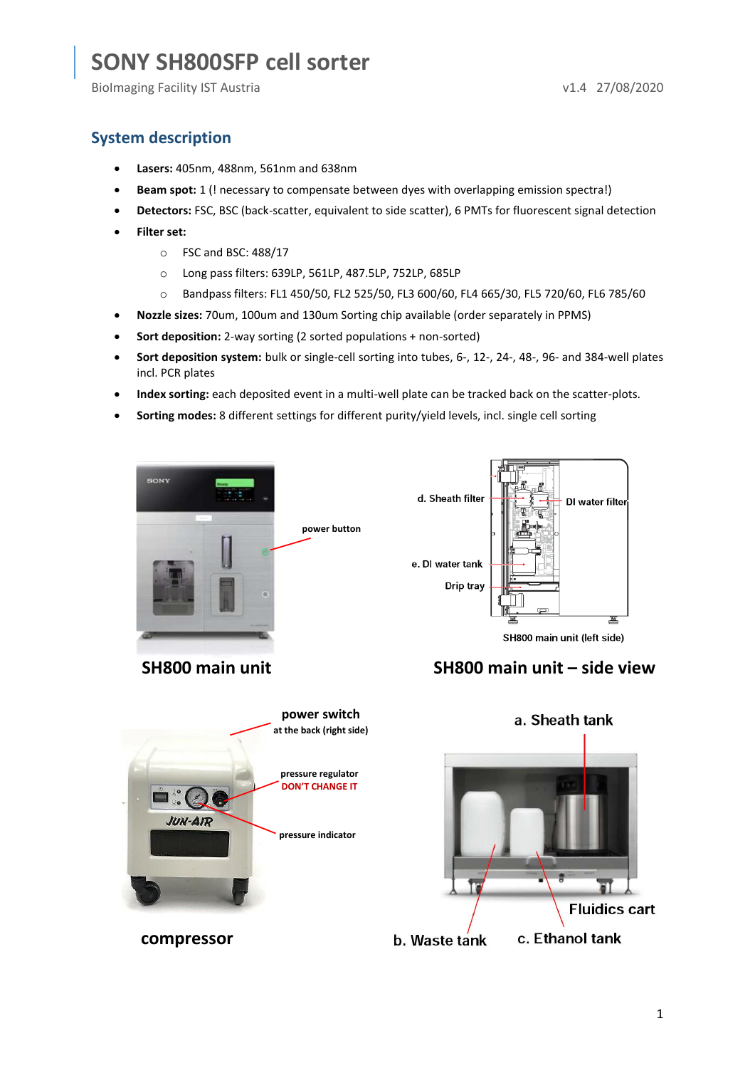# SONY SH800SFP cell sorter

BioImaging Facility IST Austria v1.4 27/08/2020

## System description

- **Lasers:** 405nm, 488nm, 561nm and 638nm
- **Beam spot:** 1 (! necessary to compensate between dyes with overlapping emission spectra!)
- **Detectors:** FSC, BSC (back-scatter, equivalent to side scatter), 6 PMTs for fluorescent signal detection
- **Filter set:**
  - FSC and BSC: 488/17
  - Long pass filters: 639LP, 561LP, 487.5LP, 752LP, 685LP
  - Bandpass filters: FL1 450/50, FL2 525/50, FL3 600/60, FL4 665/30, FL5 720/60, FL6 785/60
- **Nozzle sizes:** 70um, 100um and 130um Sorting chip available (order separately in PPMS)
- **Sort deposition:** 2-way sorting (2 sorted populations + non-sorted)
- **Sort deposition system:** bulk or single-cell sorting into tubes, 6-, 12-, 24-, 48-, 96- and 384-well plates incl. PCR plates
- **Index sorting:** each deposited event in a multi-well plate can be tracked back on the scatter-plots.
- **Sorting modes:** 8 different settings for different purity/yield levels, incl. single cell sorting

power button

**SH800 main unit**

d. Sheath filter

DI water filter

e. DI water tank

Drip tray

SH800 main unit (left side)

**SH800 main unit – side view**

power switch
at the back (right side)

pressure regulator
DON'T CHANGE IT

pressure indicator

**compressor**

a. Sheath tank

Fluidics cart

b. Waste tank

c. Ethanol tank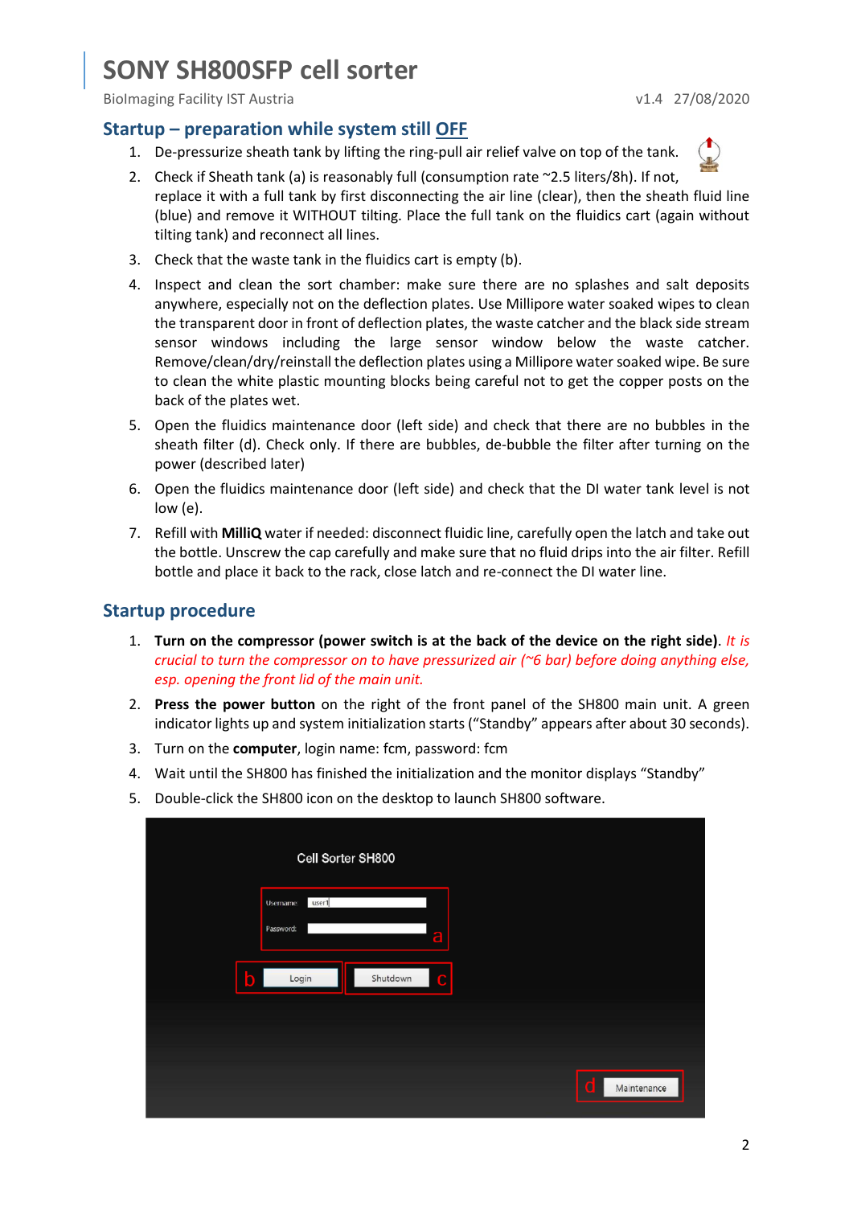# SONY SH800SFP cell sorter

BioImaging Facility IST Austria v1.4 27/08/2020

## Startup – preparation while system still OFF

1. De-pressurize sheath tank by lifting the ring-pull air relief valve on top of the tank.
2. Check if Sheath tank (a) is reasonably full (consumption rate ~2.5 liters/8h). If not, replace it with a full tank by first disconnecting the air line (clear), then the sheath fluid line (blue) and remove it WITHOUT tilting. Place the full tank on the fluidics cart (again without tilting tank) and reconnect all lines.
3. Check that the waste tank in the fluidics cart is empty (b).
4. Inspect and clean the sort chamber: make sure there are no splashes and salt deposits anywhere, especially not on the deflection plates. Use Millipore water soaked wipes to clean the transparent door in front of deflection plates, the waste catcher and the black side stream sensor windows including the large sensor window below the waste catcher. Remove/clean/dry/reinstall the deflection plates using a Millipore water soaked wipe. Be sure to clean the white plastic mounting blocks being careful not to get the copper posts on the back of the plates wet.
5. Open the fluidics maintenance door (left side) and check that there are no bubbles in the sheath filter (d). Check only. If there are bubbles, de-bubble the filter after turning on the power (described later)
6. Open the fluidics maintenance door (left side) and check that the DI water tank level is not low (e).
7. Refill with **MilliQ** water if needed: disconnect fluidic line, carefully open the latch and take out the bottle. Unscrew the cap carefully and make sure that no fluid drips into the air filter. Refill bottle and place it back to the rack, close latch and re-connect the DI water line.

## Startup procedure

1. **Turn on the compressor (power switch is at the back of the device on the right side)**. *It is crucial to turn the compressor on to have pressurized air (~6 bar) before doing anything else, esp. opening the front lid of the main unit.*
2. **Press the power button** on the right of the front panel of the SH800 main unit. A green indicator lights up and system initialization starts ("Standby" appears after about 30 seconds).
3. Turn on the **computer**, login name: fcm, password: fcm
4. Wait until the SH800 has finished the initialization and the monitor displays "Standby"
5. Double-click the SH800 icon on the desktop to launch SH800 software.

Cell Sorter SH800

Username: user1

Password:

a

b Login

Shutdown c

d Maintenance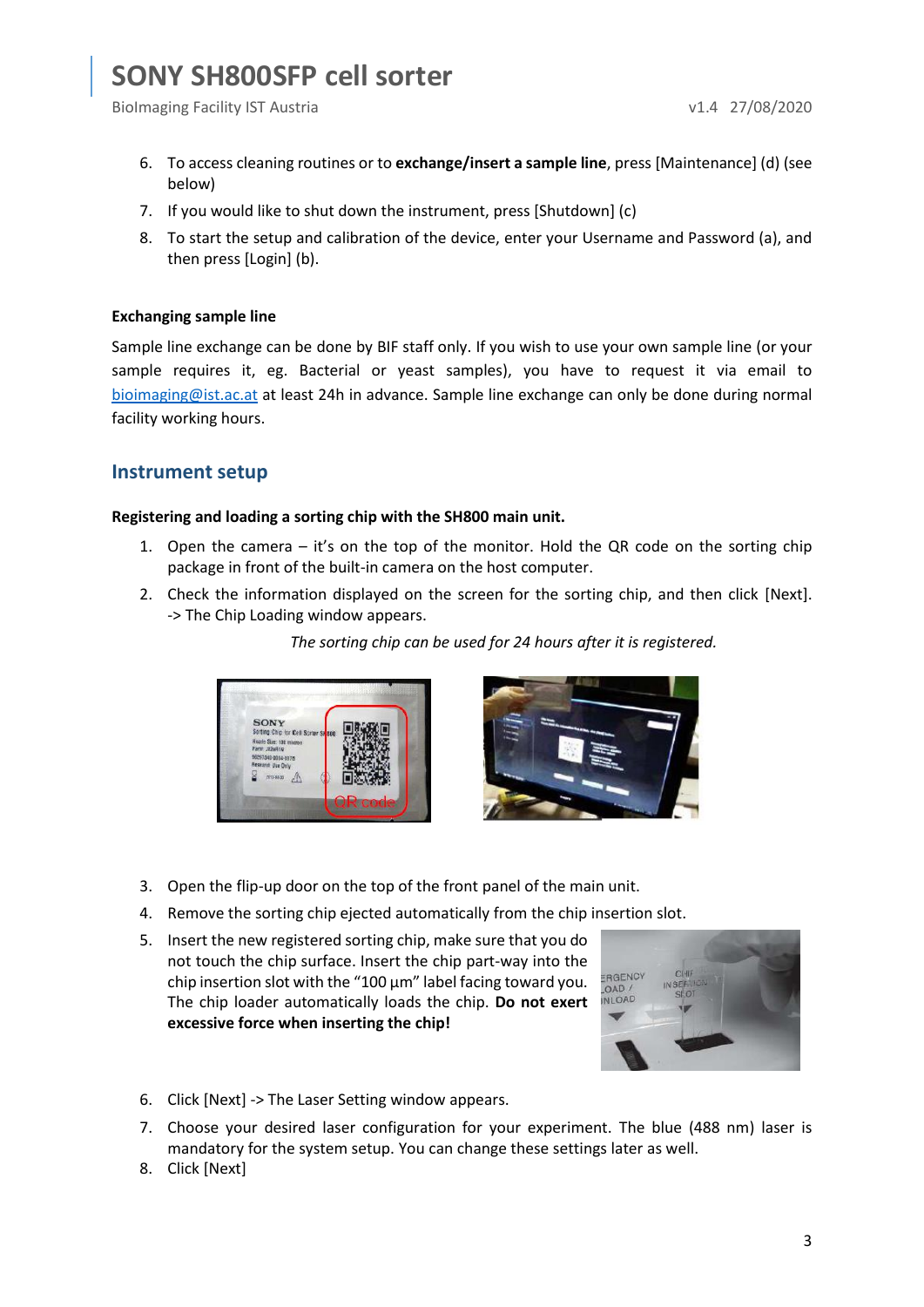6. To access cleaning routines or to **exchange/insert a sample line**, press [Maintenance] (d) (see below)
7. If you would like to shut down the instrument, press [Shutdown] (c)
8. To start the setup and calibration of the device, enter your Username and Password (a), and then press [Login] (b).

**Exchanging sample line**

Sample line exchange can be done by BIF staff only. If you wish to use your own sample line (or your sample requires it, eg. Bacterial or yeast samples), you have to request it via email to bioimaging@ist.ac.at at least 24h in advance. Sample line exchange can only be done during normal facility working hours.

## Instrument setup

**Registering and loading a sorting chip with the SH800 main unit.**

1. Open the camera – it's on the top of the monitor. Hold the QR code on the sorting chip package in front of the built-in camera on the host computer.
2. Check the information displayed on the screen for the sorting chip, and then click [Next]. -> The Chip Loading window appears.

*The sorting chip can be used for 24 hours after it is registered.*

3. Open the flip-up door on the top of the front panel of the main unit.
4. Remove the sorting chip ejected automatically from the chip insertion slot.
5. Insert the new registered sorting chip, make sure that you do not touch the chip surface. Insert the chip part-way into the chip insertion slot with the "100 µm" label facing toward you. The chip loader automatically loads the chip. **Do not exert excessive force when inserting the chip!**
6. Click [Next] -> The Laser Setting window appears.
7. Choose your desired laser configuration for your experiment. The blue (488 nm) laser is mandatory for the system setup. You can change these settings later as well.
8. Click [Next]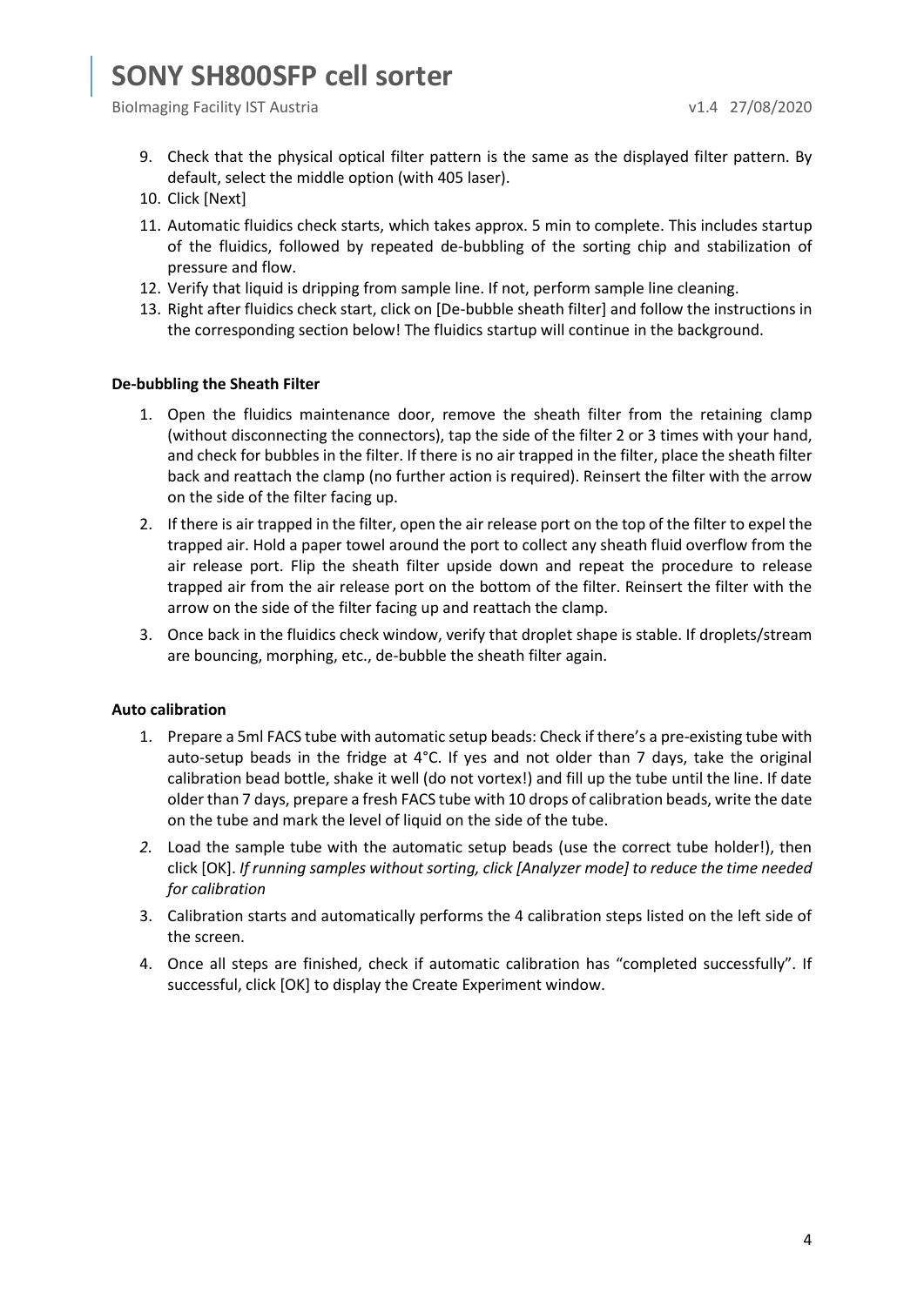9. Check that the physical optical filter pattern is the same as the displayed filter pattern. By default, select the middle option (with 405 laser).
10. Click [Next]
11. Automatic fluidics check starts, which takes approx. 5 min to complete. This includes startup of the fluidics, followed by repeated de-bubbling of the sorting chip and stabilization of pressure and flow.
12. Verify that liquid is dripping from sample line. If not, perform sample line cleaning.
13. Right after fluidics check start, click on [De-bubble sheath filter] and follow the instructions in the corresponding section below! The fluidics startup will continue in the background.

**De-bubbling the Sheath Filter**

1. Open the fluidics maintenance door, remove the sheath filter from the retaining clamp (without disconnecting the connectors), tap the side of the filter 2 or 3 times with your hand, and check for bubbles in the filter. If there is no air trapped in the filter, place the sheath filter back and reattach the clamp (no further action is required). Reinsert the filter with the arrow on the side of the filter facing up.
2. If there is air trapped in the filter, open the air release port on the top of the filter to expel the trapped air. Hold a paper towel around the port to collect any sheath fluid overflow from the air release port. Flip the sheath filter upside down and repeat the procedure to release trapped air from the air release port on the bottom of the filter. Reinsert the filter with the arrow on the side of the filter facing up and reattach the clamp.
3. Once back in the fluidics check window, verify that droplet shape is stable. If droplets/stream are bouncing, morphing, etc., de-bubble the sheath filter again.

**Auto calibration**

1. Prepare a 5ml FACS tube with automatic setup beads: Check if there's a pre-existing tube with auto-setup beads in the fridge at 4°C. If yes and not older than 7 days, take the original calibration bead bottle, shake it well (do not vortex!) and fill up the tube until the line. If date older than 7 days, prepare a fresh FACS tube with 10 drops of calibration beads, write the date on the tube and mark the level of liquid on the side of the tube.
2. Load the sample tube with the automatic setup beads (use the correct tube holder!), then click [OK]. *If running samples without sorting, click [Analyzer mode] to reduce the time needed for calibration*
3. Calibration starts and automatically performs the 4 calibration steps listed on the left side of the screen.
4. Once all steps are finished, check if automatic calibration has "completed successfully". If successful, click [OK] to display the Create Experiment window.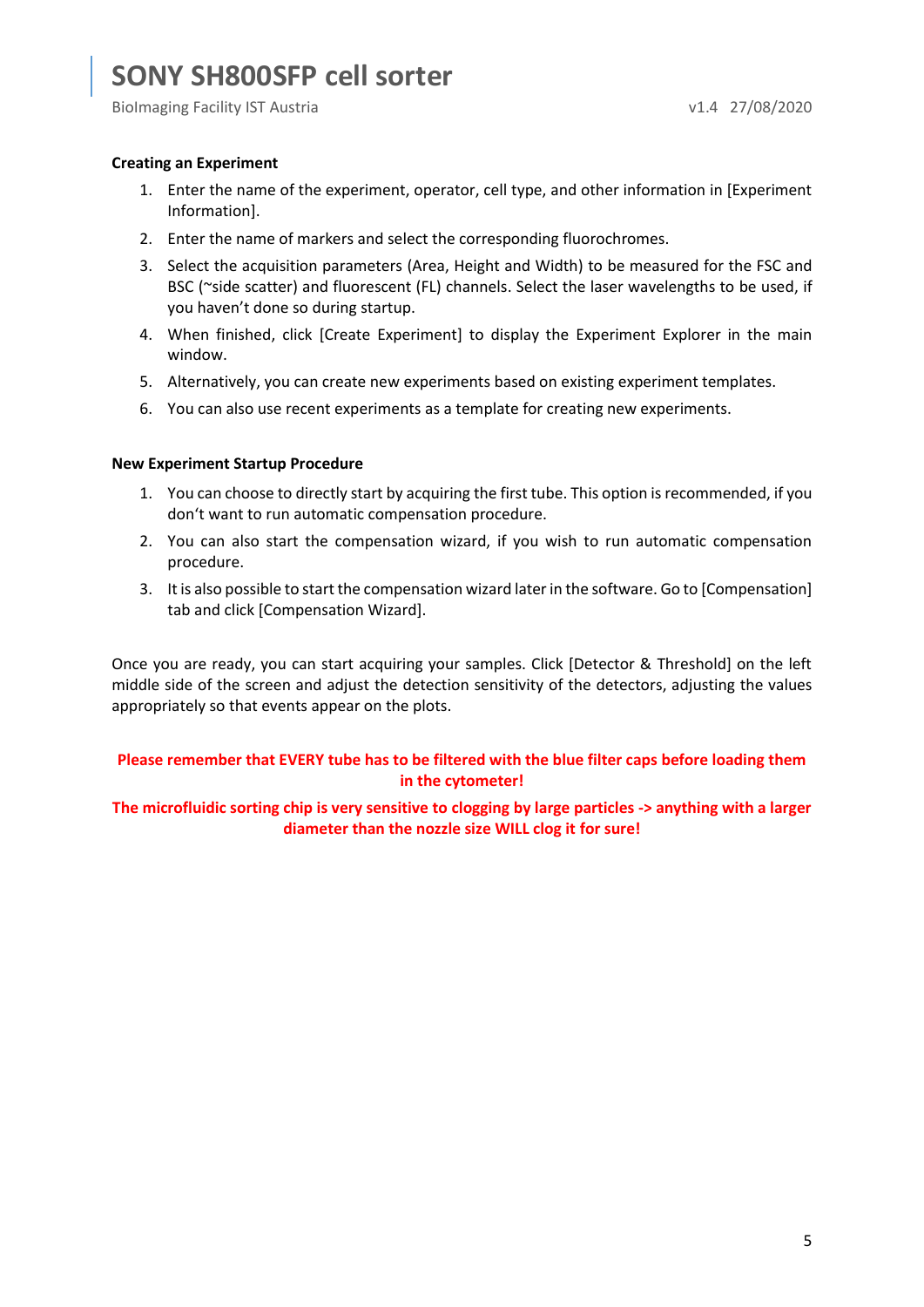**Creating an Experiment**

1. Enter the name of the experiment, operator, cell type, and other information in [Experiment Information].
2. Enter the name of markers and select the corresponding fluorochromes.
3. Select the acquisition parameters (Area, Height and Width) to be measured for the FSC and BSC (~side scatter) and fluorescent (FL) channels. Select the laser wavelengths to be used, if you haven't done so during startup.
4. When finished, click [Create Experiment] to display the Experiment Explorer in the main window.
5. Alternatively, you can create new experiments based on existing experiment templates.
6. You can also use recent experiments as a template for creating new experiments.

**New Experiment Startup Procedure**

1. You can choose to directly start by acquiring the first tube. This option is recommended, if you don't want to run automatic compensation procedure.
2. You can also start the compensation wizard, if you wish to run automatic compensation procedure.
3. It is also possible to start the compensation wizard later in the software. Go to [Compensation] tab and click [Compensation Wizard].

Once you are ready, you can start acquiring your samples. Click [Detector & Threshold] on the left middle side of the screen and adjust the detection sensitivity of the detectors, adjusting the values appropriately so that events appear on the plots.

**Please remember that EVERY tube has to be filtered with the blue filter caps before loading them in the cytometer!**

**The microfluidic sorting chip is very sensitive to clogging by large particles -> anything with a larger diameter than the nozzle size WILL clog it for sure!**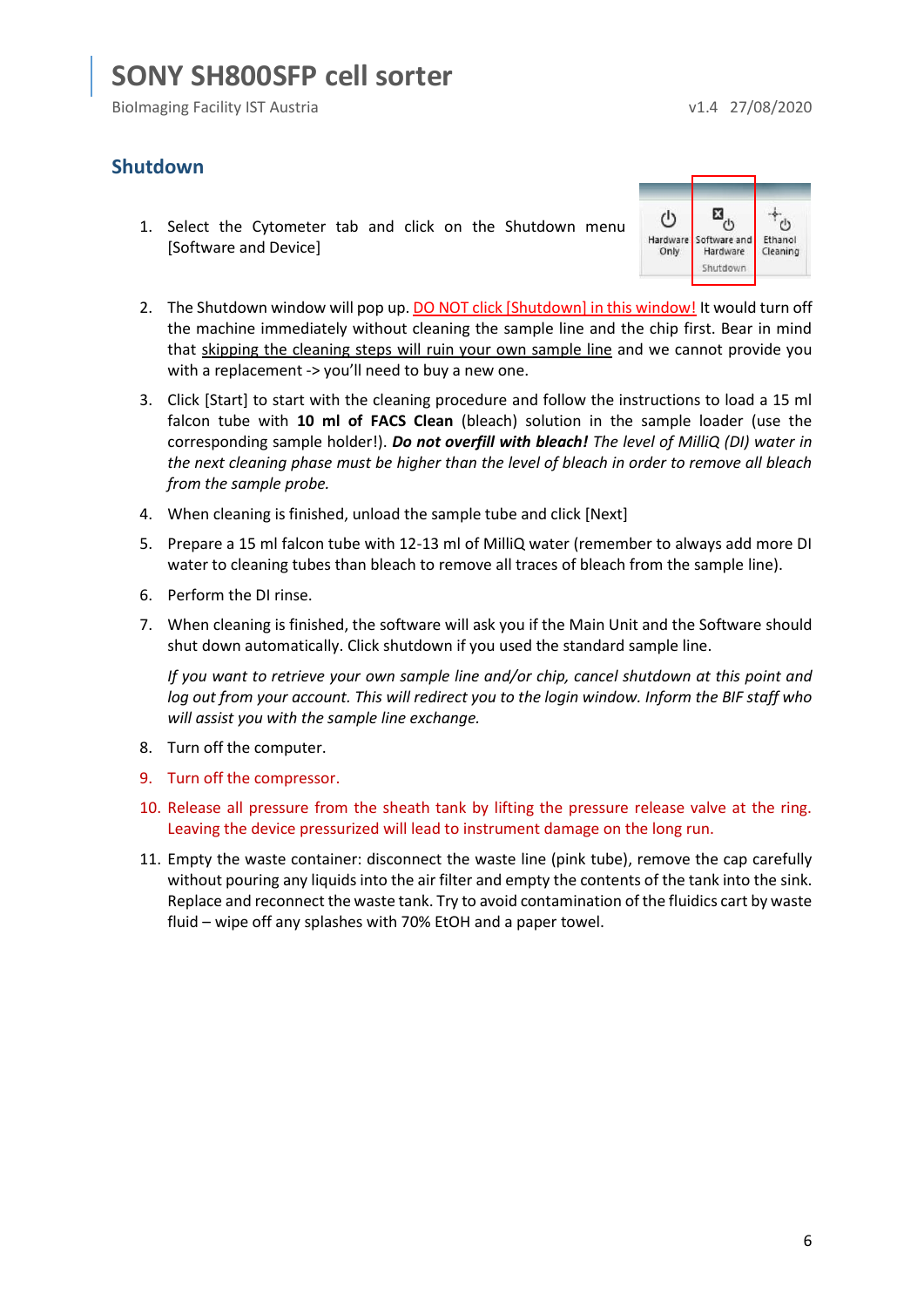# SONY SH800SFP cell sorter

BioImaging Facility IST Austria

v1.4 27/08/2020

## Shutdown

1. Select the Cytometer tab and click on the Shutdown menu [Software and Device]

   Hardware Only | Software and Hardware | Ethanol Cleaning
   Shutdown

2. The Shutdown window will pop up. DO NOT click [Shutdown] in this window! It would turn off the machine immediately without cleaning the sample line and the chip first. Bear in mind that skipping the cleaning steps will ruin your own sample line and we cannot provide you with a replacement -> you'll need to buy a new one.
3. Click [Start] to start with the cleaning procedure and follow the instructions to load a 15 ml falcon tube with **10 ml of FACS Clean** (bleach) solution in the sample loader (use the corresponding sample holder!). ***Do not overfill with bleach!*** *The level of MilliQ (DI) water in the next cleaning phase must be higher than the level of bleach in order to remove all bleach from the sample probe.*
4. When cleaning is finished, unload the sample tube and click [Next]
5. Prepare a 15 ml falcon tube with 12-13 ml of MilliQ water (remember to always add more DI water to cleaning tubes than bleach to remove all traces of bleach from the sample line).
6. Perform the DI rinse.
7. When cleaning is finished, the software will ask you if the Main Unit and the Software should shut down automatically. Click shutdown if you used the standard sample line.

   *If you want to retrieve your own sample line and/or chip, cancel shutdown at this point and log out from your account. This will redirect you to the login window. Inform the BIF staff who will assist you with the sample line exchange.*

8. Turn off the computer.
9. Turn off the compressor.
10. Release all pressure from the sheath tank by lifting the pressure release valve at the ring. Leaving the device pressurized will lead to instrument damage on the long run.
11. Empty the waste container: disconnect the waste line (pink tube), remove the cap carefully without pouring any liquids into the air filter and empty the contents of the tank into the sink. Replace and reconnect the waste tank. Try to avoid contamination of the fluidics cart by waste fluid – wipe off any splashes with 70% EtOH and a paper towel.